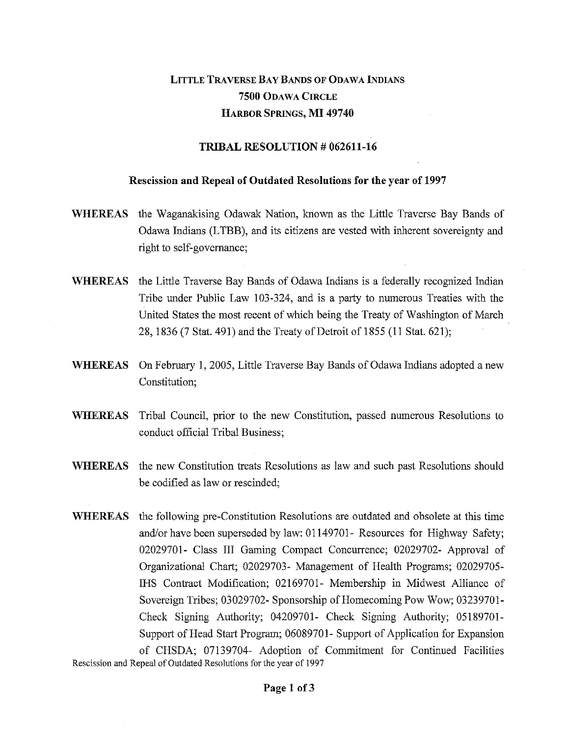# LITTLE TRAVERSE BAY BANDS OF ODAWA INDIANS
## 7500 ODAWA CIRCLE
## HARBOR SPRINGS, MI 49740

### TRIBAL RESOLUTION # 062611-16

### Rescission and Repeal of Outdated Resolutions for the year of 1997

**WHEREAS** the Waganakising Odawak Nation, known as the Little Traverse Bay Bands of Odawa Indians (LTBB), and its citizens are vested with inherent sovereignty and right to self-governance;

**WHEREAS** the Little Traverse Bay Bands of Odawa Indians is a federally recognized Indian Tribe under Public Law 103-324, and is a party to numerous Treaties with the United States the most recent of which being the Treaty of Washington of March 28, 1836 (7 Stat. 491) and the Treaty of Detroit of 1855 (11 Stat. 621);

**WHEREAS** On February 1, 2005, Little Traverse Bay Bands of Odawa Indians adopted a new Constitution;

**WHEREAS** Tribal Council, prior to the new Constitution, passed numerous Resolutions to conduct official Tribal Business;

**WHEREAS** the new Constitution treats Resolutions as law and such past Resolutions should be codified as law or rescinded;

**WHEREAS** the following pre-Constitution Resolutions are outdated and obsolete at this time and/or have been superseded by law: 01149701- Resources for Highway Safety; 02029701- Class III Gaming Compact Concurrence; 02029702- Approval of Organizational Chart; 02029703- Management of Health Programs; 02029705- IHS Contract Modification; 02169701- Membership in Midwest Alliance of Sovereign Tribes; 03029702- Sponsorship of Homecoming Pow Wow; 03239701- Check Signing Authority; 04209701- Check Signing Authority; 05189701- Support of Head Start Program; 06089701- Support of Application for Expansion of CHSDA; 07139704- Adoption of Commitment for Continued Facilities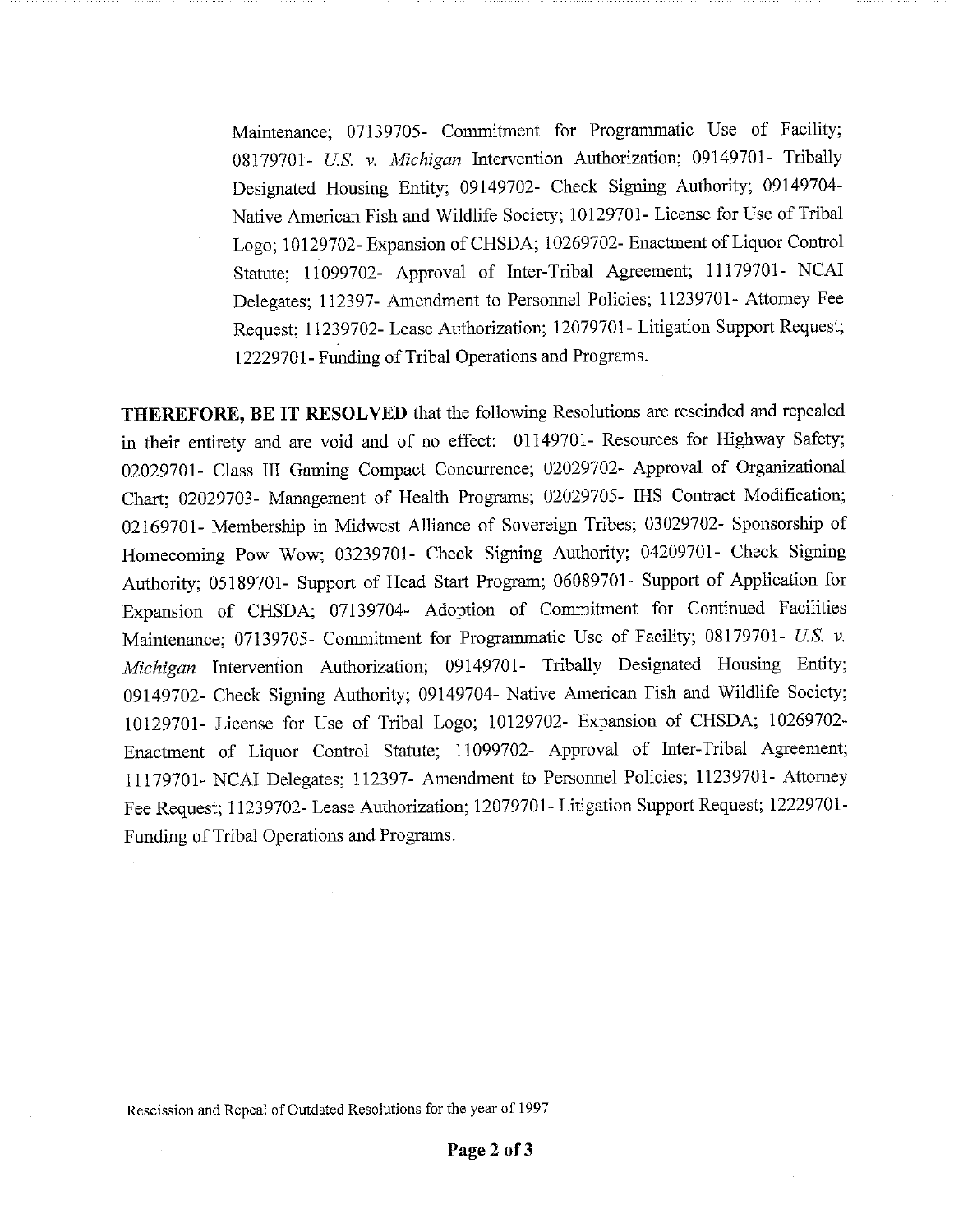Maintenance; 07139705- Commitment for Programmatic Use of Facility; 08179701- *U.S. v. Michigan* Intervention Authorization; 09149701- Tribally Designated Housing Entity; 09149702- Check Signing Authority; 09149704- Native American Fish and Wildlife Society; 10129701- License for Use of Tribal Logo; 10129702- Expansion of CHSDA; 10269702- Enactment of Liquor Control Statute; 11099702- Approval of Inter-Tribal Agreement; 11179701- NCAI Delegates; 112397- Amendment to Personnel Policies; 11239701- Attorney Fee Request; 11239702- Lease Authorization; 12079701- Litigation Support Request; 12229701- Funding of Tribal Operations and Programs.

**THEREFORE, BE IT RESOLVED** that the following Resolutions are rescinded and repealed in their entirety and are void and of no effect: 01149701- Resources for Highway Safety; 02029701- Class III Gaming Compact Concurrence; 02029702- Approval of Organizational Chart; 02029703- Management of Health Programs; 02029705- IHS Contract Modification; 02169701- Membership in Midwest Alliance of Sovereign Tribes; 03029702- Sponsorship of Homecoming Pow Wow; 03239701- Check Signing Authority; 04209701- Check Signing Authority; 05189701- Support of Head Start Program; 06089701- Support of Application for Expansion of CHSDA; 07139704- Adoption of Commitment for Continued Facilities Maintenance; 07139705- Commitment for Programmatic Use of Facility; 08179701- *U.S. v. Michigan* Intervention Authorization; 09149701- Tribally Designated Housing Entity; 09149702- Check Signing Authority; 09149704- Native American Fish and Wildlife Society; 10129701- License for Use of Tribal Logo; 10129702- Expansion of CHSDA; 10269702- Enactment of Liquor Control Statute; 11099702- Approval of Inter-Tribal Agreement; 11179701- NCAI Delegates; 112397- Amendment to Personnel Policies; 11239701- Attorney Fee Request; 11239702- Lease Authorization; 12079701- Litigation Support Request; 12229701- Funding of Tribal Operations and Programs.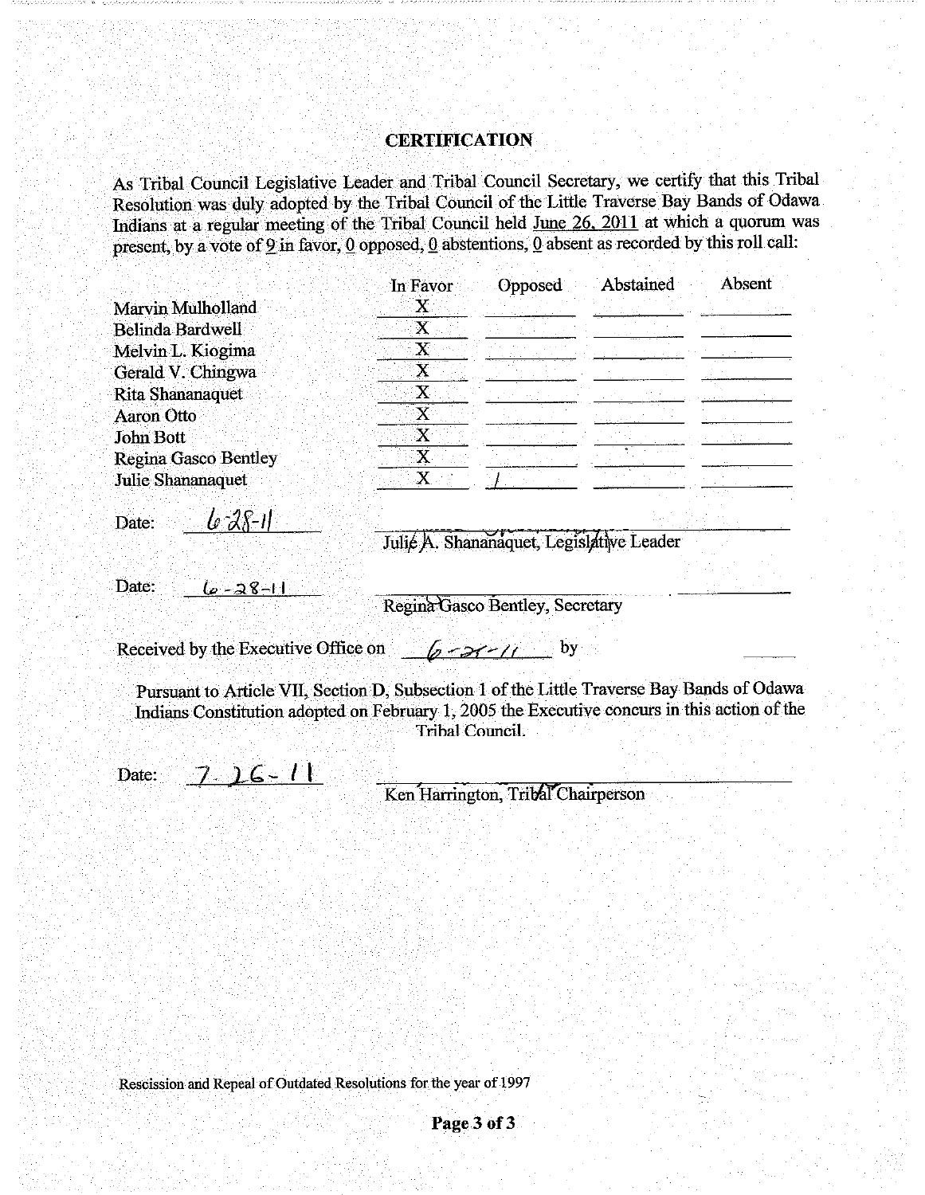## CERTIFICATION

As Tribal Council Legislative Leader and Tribal Council Secretary, we certify that this Tribal Resolution was duly adopted by the Tribal Council of the Little Traverse Bay Bands of Odawa Indians at a regular meeting of the Tribal Council held June 26, 2011 at which a quorum was present, by a vote of 9 in favor, 0 opposed, 0 abstentions, 0 absent as recorded by this roll call:

| | In Favor | Opposed | Abstained | Absent |
|---|---|---|---|---|
| Marvin Mulholland | X | | | |
| Belinda Bardwell | X | | | |
| Melvin L. Kiogima | X | | | |
| Gerald V. Chingwa | X | | | |
| Rita Shananaquet | X | | | |
| Aaron Otto | X | | | |
| John Bott | X | | | |
| Regina Gasco Bentley | X | | | |
| Julie Shananaquet | X | / | | |

Date: 6-28-11

Julie A. Shananaquet, Legislative Leader

Date: 6-28-11

Regina Gasco Bentley, Secretary

Received by the Executive Office on 6-28-11 by

Pursuant to Article VII, Section D, Subsection 1 of the Little Traverse Bay Bands of Odawa Indians Constitution adopted on February 1, 2005 the Executive concurs in this action of the Tribal Council.

Date: 7-26-11

Ken Harrington, Tribal Chairperson

Rescission and Repeal of Outdated Resolutions for the year of 1997